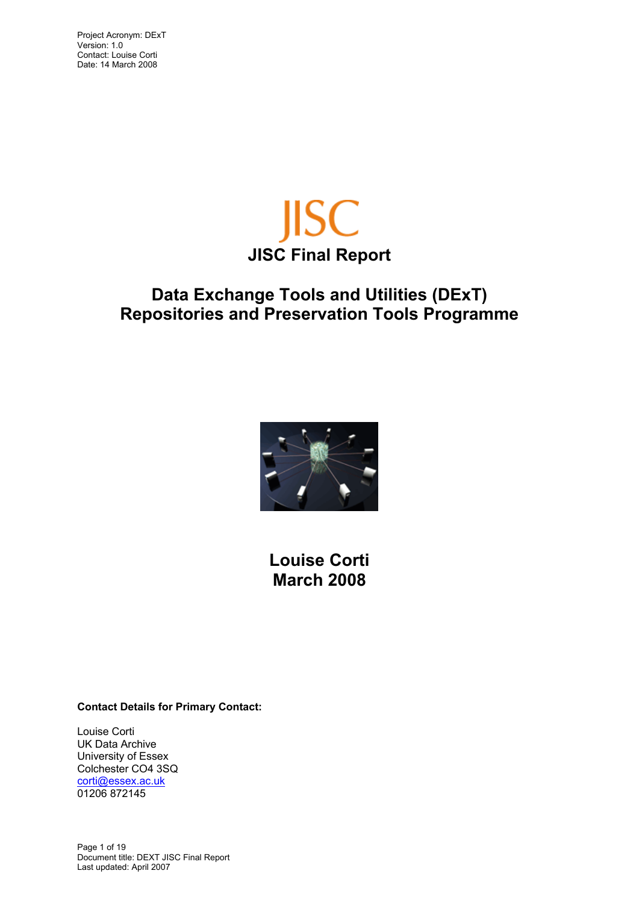Project Acronym: DExT
Version: 1.0
Contact: Louise Corti
Date: 14 March 2008

JISC

# JISC Final Report

## Data Exchange Tools and Utilities (DExT) Repositories and Preservation Tools Programme

**Louise Corti**
**March 2008**

**Contact Details for Primary Contact:**

Louise Corti
UK Data Archive
University of Essex
Colchester CO4 3SQ
corti@essex.ac.uk
01206 872145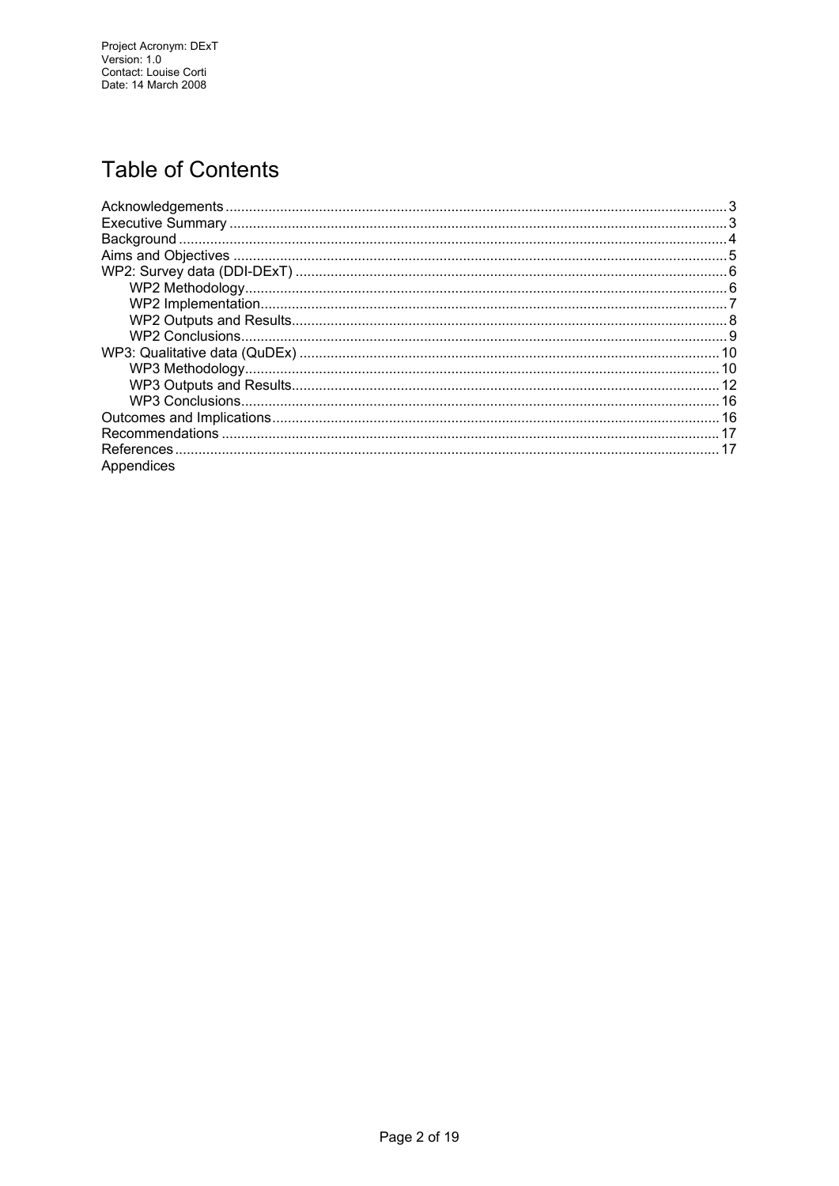Project Acronym: DExT
Version: 1.0
Contact: Louise Corti
Date: 14 March 2008

# Table of Contents

- Acknowledgements ... 3
- Executive Summary ... 3
- Background ... 4
- Aims and Objectives ... 5
- WP2: Survey data (DDI-DExT) ... 6
  - WP2 Methodology ... 6
  - WP2 Implementation ... 7
  - WP2 Outputs and Results ... 8
  - WP2 Conclusions ... 9
- WP3: Qualitative data (QuDEx) ... 10
  - WP3 Methodology ... 10
  - WP3 Outputs and Results ... 12
  - WP3 Conclusions ... 16
- Outcomes and Implications ... 16
- Recommendations ... 17
- References ... 17
- Appendices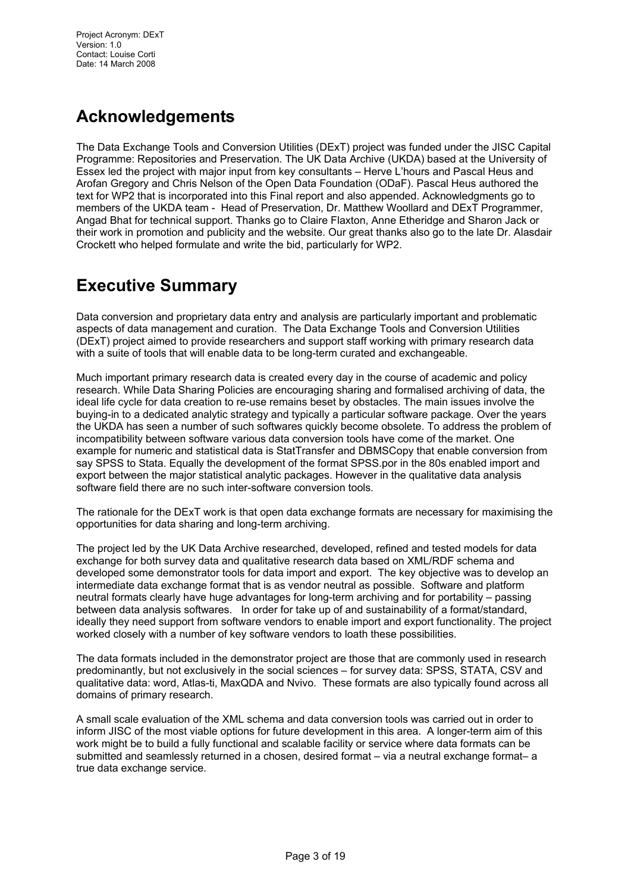# Acknowledgements

The Data Exchange Tools and Conversion Utilities (DExT) project was funded under the JISC Capital Programme: Repositories and Preservation. The UK Data Archive (UKDA) based at the University of Essex led the project with major input from key consultants – Herve L'hours and Pascal Heus and Arofan Gregory and Chris Nelson of the Open Data Foundation (ODaF). Pascal Heus authored the text for WP2 that is incorporated into this Final report and also appended. Acknowledgments go to members of the UKDA team - Head of Preservation, Dr. Matthew Woollard and DExT Programmer, Angad Bhat for technical support. Thanks go to Claire Flaxton, Anne Etheridge and Sharon Jack or their work in promotion and publicity and the website. Our great thanks also go to the late Dr. Alasdair Crockett who helped formulate and write the bid, particularly for WP2.

# Executive Summary

Data conversion and proprietary data entry and analysis are particularly important and problematic aspects of data management and curation. The Data Exchange Tools and Conversion Utilities (DExT) project aimed to provide researchers and support staff working with primary research data with a suite of tools that will enable data to be long-term curated and exchangeable.

Much important primary research data is created every day in the course of academic and policy research. While Data Sharing Policies are encouraging sharing and formalised archiving of data, the ideal life cycle for data creation to re-use remains beset by obstacles. The main issues involve the buying-in to a dedicated analytic strategy and typically a particular software package. Over the years the UKDA has seen a number of such softwares quickly become obsolete. To address the problem of incompatibility between software various data conversion tools have come of the market. One example for numeric and statistical data is StatTransfer and DBMSCopy that enable conversion from say SPSS to Stata. Equally the development of the format SPSS.por in the 80s enabled import and export between the major statistical analytic packages. However in the qualitative data analysis software field there are no such inter-software conversion tools.

The rationale for the DExT work is that open data exchange formats are necessary for maximising the opportunities for data sharing and long-term archiving.

The project led by the UK Data Archive researched, developed, refined and tested models for data exchange for both survey data and qualitative research data based on XML/RDF schema and developed some demonstrator tools for data import and export. The key objective was to develop an intermediate data exchange format that is as vendor neutral as possible. Software and platform neutral formats clearly have huge advantages for long-term archiving and for portability – passing between data analysis softwares. In order for take up of and sustainability of a format/standard, ideally they need support from software vendors to enable import and export functionality. The project worked closely with a number of key software vendors to loath these possibilities.

The data formats included in the demonstrator project are those that are commonly used in research predominantly, but not exclusively in the social sciences – for survey data: SPSS, STATA, CSV and qualitative data: word, Atlas-ti, MaxQDA and Nvivo. These formats are also typically found across all domains of primary research.

A small scale evaluation of the XML schema and data conversion tools was carried out in order to inform JISC of the most viable options for future development in this area. A longer-term aim of this work might be to build a fully functional and scalable facility or service where data formats can be submitted and seamlessly returned in a chosen, desired format – via a neutral exchange format– a true data exchange service.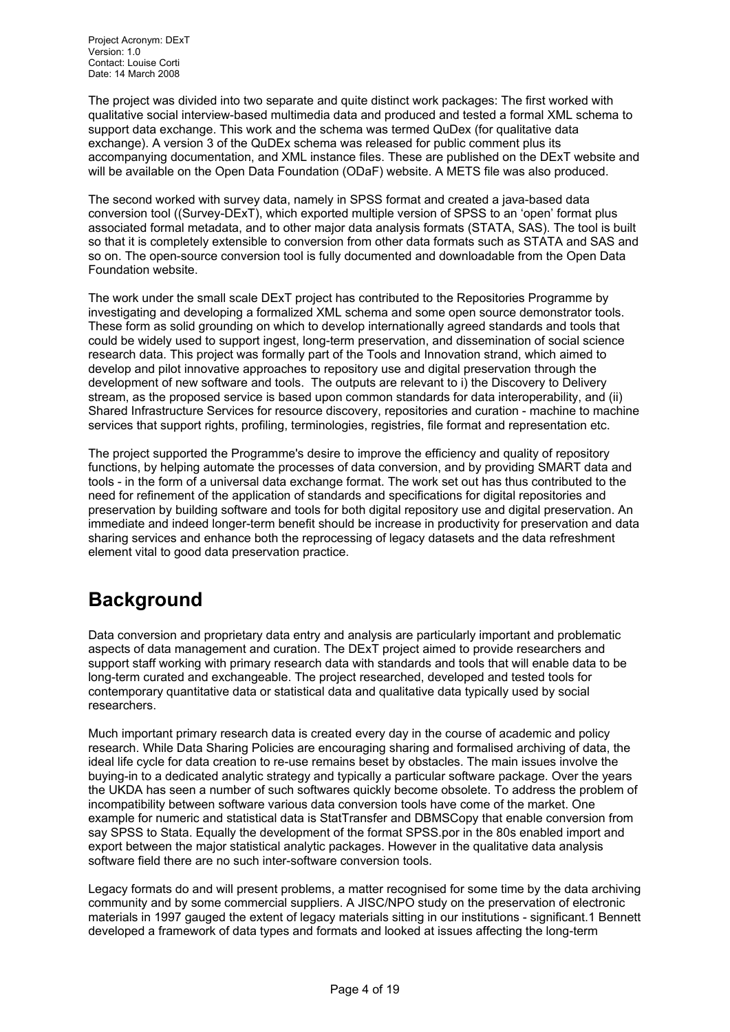The project was divided into two separate and quite distinct work packages: The first worked with qualitative social interview-based multimedia data and produced and tested a formal XML schema to support data exchange. This work and the schema was termed QuDex (for qualitative data exchange). A version 3 of the QuDEx schema was released for public comment plus its accompanying documentation, and XML instance files. These are published on the DExT website and will be available on the Open Data Foundation (ODaF) website. A METS file was also produced.

The second worked with survey data, namely in SPSS format and created a java-based data conversion tool ((Survey-DExT), which exported multiple version of SPSS to an 'open' format plus associated formal metadata, and to other major data analysis formats (STATA, SAS). The tool is built so that it is completely extensible to conversion from other data formats such as STATA and SAS and so on. The open-source conversion tool is fully documented and downloadable from the Open Data Foundation website.

The work under the small scale DExT project has contributed to the Repositories Programme by investigating and developing a formalized XML schema and some open source demonstrator tools. These form as solid grounding on which to develop internationally agreed standards and tools that could be widely used to support ingest, long-term preservation, and dissemination of social science research data. This project was formally part of the Tools and Innovation strand, which aimed to develop and pilot innovative approaches to repository use and digital preservation through the development of new software and tools. The outputs are relevant to i) the Discovery to Delivery stream, as the proposed service is based upon common standards for data interoperability, and (ii) Shared Infrastructure Services for resource discovery, repositories and curation - machine to machine services that support rights, profiling, terminologies, registries, file format and representation etc.

The project supported the Programme's desire to improve the efficiency and quality of repository functions, by helping automate the processes of data conversion, and by providing SMART data and tools - in the form of a universal data exchange format. The work set out has thus contributed to the need for refinement of the application of standards and specifications for digital repositories and preservation by building software and tools for both digital repository use and digital preservation. An immediate and indeed longer-term benefit should be increase in productivity for preservation and data sharing services and enhance both the reprocessing of legacy datasets and the data refreshment element vital to good data preservation practice.

# Background

Data conversion and proprietary data entry and analysis are particularly important and problematic aspects of data management and curation. The DExT project aimed to provide researchers and support staff working with primary research data with standards and tools that will enable data to be long-term curated and exchangeable. The project researched, developed and tested tools for contemporary quantitative data or statistical data and qualitative data typically used by social researchers.

Much important primary research data is created every day in the course of academic and policy research. While Data Sharing Policies are encouraging sharing and formalised archiving of data, the ideal life cycle for data creation to re-use remains beset by obstacles. The main issues involve the buying-in to a dedicated analytic strategy and typically a particular software package. Over the years the UKDA has seen a number of such softwares quickly become obsolete. To address the problem of incompatibility between software various data conversion tools have come of the market. One example for numeric and statistical data is StatTransfer and DBMSCopy that enable conversion from say SPSS to Stata. Equally the development of the format SPSS.por in the 80s enabled import and export between the major statistical analytic packages. However in the qualitative data analysis software field there are no such inter-software conversion tools.

Legacy formats do and will present problems, a matter recognised for some time by the data archiving community and by some commercial suppliers. A JISC/NPO study on the preservation of electronic materials in 1997 gauged the extent of legacy materials sitting in our institutions - significant.[1] Bennett developed a framework of data types and formats and looked at issues affecting the long-term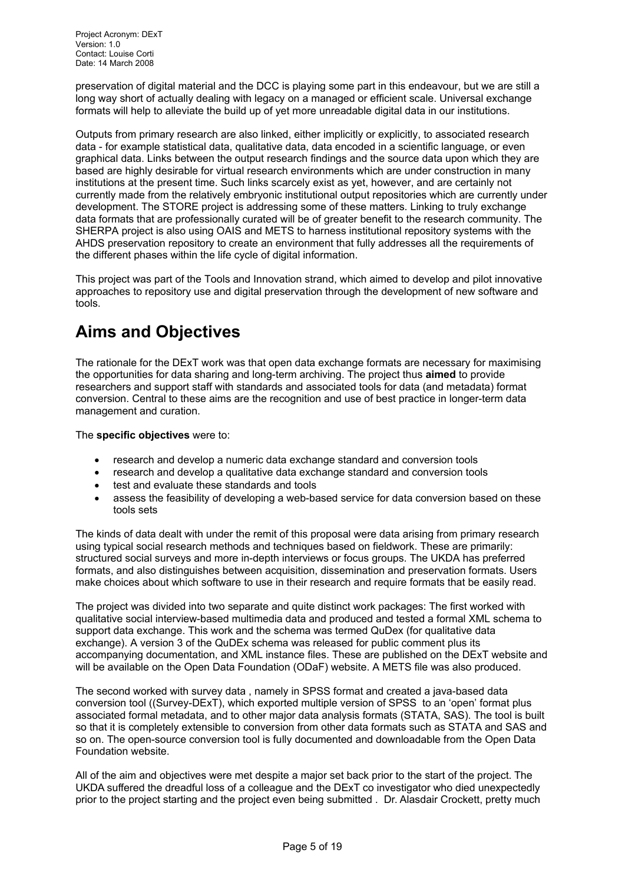preservation of digital material and the DCC is playing some part in this endeavour, but we are still a long way short of actually dealing with legacy on a managed or efficient scale. Universal exchange formats will help to alleviate the build up of yet more unreadable digital data in our institutions.

Outputs from primary research are also linked, either implicitly or explicitly, to associated research data - for example statistical data, qualitative data, data encoded in a scientific language, or even graphical data. Links between the output research findings and the source data upon which they are based are highly desirable for virtual research environments which are under construction in many institutions at the present time. Such links scarcely exist as yet, however, and are certainly not currently made from the relatively embryonic institutional output repositories which are currently under development. The STORE project is addressing some of these matters. Linking to truly exchange data formats that are professionally curated will be of greater benefit to the research community. The SHERPA project is also using OAIS and METS to harness institutional repository systems with the AHDS preservation repository to create an environment that fully addresses all the requirements of the different phases within the life cycle of digital information.

This project was part of the Tools and Innovation strand, which aimed to develop and pilot innovative approaches to repository use and digital preservation through the development of new software and tools.

# Aims and Objectives

The rationale for the DExT work was that open data exchange formats are necessary for maximising the opportunities for data sharing and long-term archiving. The project thus **aimed** to provide researchers and support staff with standards and associated tools for data (and metadata) format conversion. Central to these aims are the recognition and use of best practice in longer-term data management and curation.

The **specific objectives** were to:

- research and develop a numeric data exchange standard and conversion tools
- research and develop a qualitative data exchange standard and conversion tools
- test and evaluate these standards and tools
- assess the feasibility of developing a web-based service for data conversion based on these tools sets

The kinds of data dealt with under the remit of this proposal were data arising from primary research using typical social research methods and techniques based on fieldwork. These are primarily: structured social surveys and more in-depth interviews or focus groups. The UKDA has preferred formats, and also distinguishes between acquisition, dissemination and preservation formats. Users make choices about which software to use in their research and require formats that be easily read.

The project was divided into two separate and quite distinct work packages: The first worked with qualitative social interview-based multimedia data and produced and tested a formal XML schema to support data exchange. This work and the schema was termed QuDex (for qualitative data exchange). A version 3 of the QuDEx schema was released for public comment plus its accompanying documentation, and XML instance files. These are published on the DExT website and will be available on the Open Data Foundation (ODaF) website. A METS file was also produced.

The second worked with survey data , namely in SPSS format and created a java-based data conversion tool ((Survey-DExT), which exported multiple version of SPSS to an 'open' format plus associated formal metadata, and to other major data analysis formats (STATA, SAS). The tool is built so that it is completely extensible to conversion from other data formats such as STATA and SAS and so on. The open-source conversion tool is fully documented and downloadable from the Open Data Foundation website.

All of the aim and objectives were met despite a major set back prior to the start of the project. The UKDA suffered the dreadful loss of a colleague and the DExT co investigator who died unexpectedly prior to the project starting and the project even being submitted . Dr. Alasdair Crockett, pretty much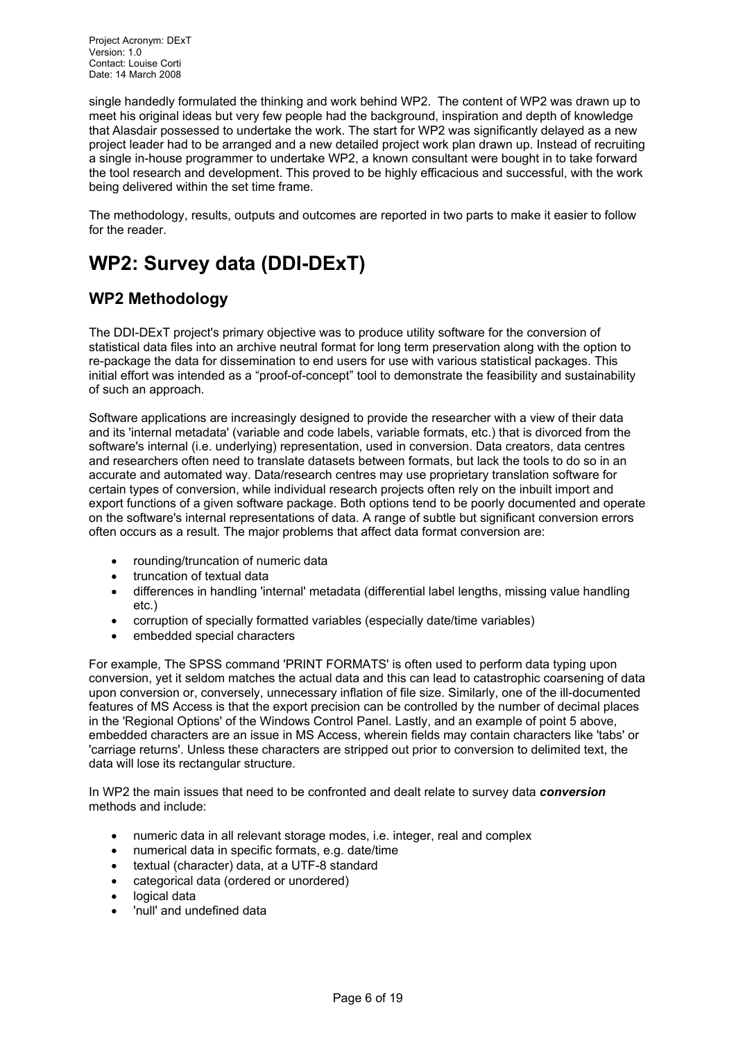single handedly formulated the thinking and work behind WP2. The content of WP2 was drawn up to meet his original ideas but very few people had the background, inspiration and depth of knowledge that Alasdair possessed to undertake the work. The start for WP2 was significantly delayed as a new project leader had to be arranged and a new detailed project work plan drawn up. Instead of recruiting a single in-house programmer to undertake WP2, a known consultant were bought in to take forward the tool research and development. This proved to be highly efficacious and successful, with the work being delivered within the set time frame.

The methodology, results, outputs and outcomes are reported in two parts to make it easier to follow for the reader.

# WP2: Survey data (DDI-DExT)

## WP2 Methodology

The DDI-DExT project's primary objective was to produce utility software for the conversion of statistical data files into an archive neutral format for long term preservation along with the option to re-package the data for dissemination to end users for use with various statistical packages. This initial effort was intended as a "proof-of-concept" tool to demonstrate the feasibility and sustainability of such an approach.

Software applications are increasingly designed to provide the researcher with a view of their data and its 'internal metadata' (variable and code labels, variable formats, etc.) that is divorced from the software's internal (i.e. underlying) representation, used in conversion. Data creators, data centres and researchers often need to translate datasets between formats, but lack the tools to do so in an accurate and automated way. Data/research centres may use proprietary translation software for certain types of conversion, while individual research projects often rely on the inbuilt import and export functions of a given software package. Both options tend to be poorly documented and operate on the software's internal representations of data. A range of subtle but significant conversion errors often occurs as a result. The major problems that affect data format conversion are:

- rounding/truncation of numeric data
- truncation of textual data
- differences in handling 'internal' metadata (differential label lengths, missing value handling etc.)
- corruption of specially formatted variables (especially date/time variables)
- embedded special characters

For example, The SPSS command 'PRINT FORMATS' is often used to perform data typing upon conversion, yet it seldom matches the actual data and this can lead to catastrophic coarsening of data upon conversion or, conversely, unnecessary inflation of file size. Similarly, one of the ill-documented features of MS Access is that the export precision can be controlled by the number of decimal places in the 'Regional Options' of the Windows Control Panel. Lastly, and an example of point 5 above, embedded characters are an issue in MS Access, wherein fields may contain characters like 'tabs' or 'carriage returns'. Unless these characters are stripped out prior to conversion to delimited text, the data will lose its rectangular structure.

In WP2 the main issues that need to be confronted and dealt relate to survey data ***conversion*** methods and include:

- numeric data in all relevant storage modes, i.e. integer, real and complex
- numerical data in specific formats, e.g. date/time
- textual (character) data, at a UTF-8 standard
- categorical data (ordered or unordered)
- logical data
- 'null' and undefined data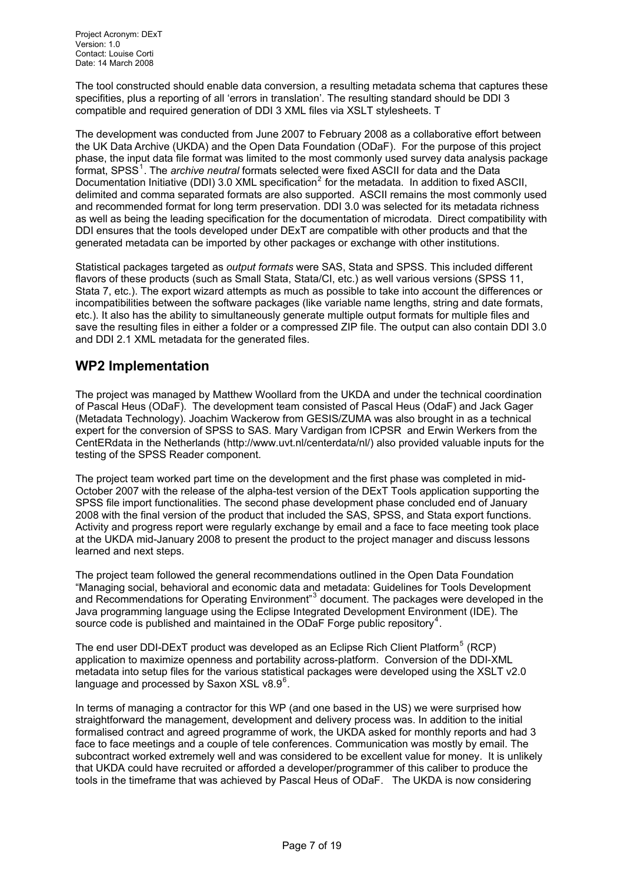The tool constructed should enable data conversion, a resulting metadata schema that captures these specifities, plus a reporting of all 'errors in translation'. The resulting standard should be DDI 3 compatible and required generation of DDI 3 XML files via XSLT stylesheets. T

The development was conducted from June 2007 to February 2008 as a collaborative effort between the UK Data Archive (UKDA) and the Open Data Foundation (ODaF). For the purpose of this project phase, the input data file format was limited to the most commonly used survey data analysis package format, SPSS[1]. The *archive neutral* formats selected were fixed ASCII for data and the Data Documentation Initiative (DDI) 3.0 XML specification[2] for the metadata. In addition to fixed ASCII, delimited and comma separated formats are also supported. ASCII remains the most commonly used and recommended format for long term preservation. DDI 3.0 was selected for its metadata richness as well as being the leading specification for the documentation of microdata. Direct compatibility with DDI ensures that the tools developed under DExT are compatible with other products and that the generated metadata can be imported by other packages or exchange with other institutions.

Statistical packages targeted as *output formats* were SAS, Stata and SPSS. This included different flavors of these products (such as Small Stata, Stata/CI, etc.) as well various versions (SPSS 11, Stata 7, etc.). The export wizard attempts as much as possible to take into account the differences or incompatibilities between the software packages (like variable name lengths, string and date formats, etc.). It also has the ability to simultaneously generate multiple output formats for multiple files and save the resulting files in either a folder or a compressed ZIP file. The output can also contain DDI 3.0 and DDI 2.1 XML metadata for the generated files.

## WP2 Implementation

The project was managed by Matthew Woollard from the UKDA and under the technical coordination of Pascal Heus (ODaF). The development team consisted of Pascal Heus (OdaF) and Jack Gager (Metadata Technology). Joachim Wackerow from GESIS/ZUMA was also brought in as a technical expert for the conversion of SPSS to SAS. Mary Vardigan from ICPSR and Erwin Werkers from the CentERdata in the Netherlands (http://www.uvt.nl/centerdata/nl/) also provided valuable inputs for the testing of the SPSS Reader component.

The project team worked part time on the development and the first phase was completed in mid-October 2007 with the release of the alpha-test version of the DExT Tools application supporting the SPSS file import functionalities. The second phase development phase concluded end of January 2008 with the final version of the product that included the SAS, SPSS, and Stata export functions. Activity and progress report were regularly exchange by email and a face to face meeting took place at the UKDA mid-January 2008 to present the product to the project manager and discuss lessons learned and next steps.

The project team followed the general recommendations outlined in the Open Data Foundation "Managing social, behavioral and economic data and metadata: Guidelines for Tools Development and Recommendations for Operating Environment"[3] document. The packages were developed in the Java programming language using the Eclipse Integrated Development Environment (IDE). The source code is published and maintained in the ODaF Forge public repository[4].

The end user DDI-DExT product was developed as an Eclipse Rich Client Platform[5] (RCP) application to maximize openness and portability across-platform. Conversion of the DDI-XML metadata into setup files for the various statistical packages were developed using the XSLT v2.0 language and processed by Saxon XSL v8.9[6].

In terms of managing a contractor for this WP (and one based in the US) we were surprised how straightforward the management, development and delivery process was. In addition to the initial formalised contract and agreed programme of work, the UKDA asked for monthly reports and had 3 face to face meetings and a couple of tele conferences. Communication was mostly by email. The subcontract worked extremely well and was considered to be excellent value for money. It is unlikely that UKDA could have recruited or afforded a developer/programmer of this caliber to produce the tools in the timeframe that was achieved by Pascal Heus of ODaF. The UKDA is now considering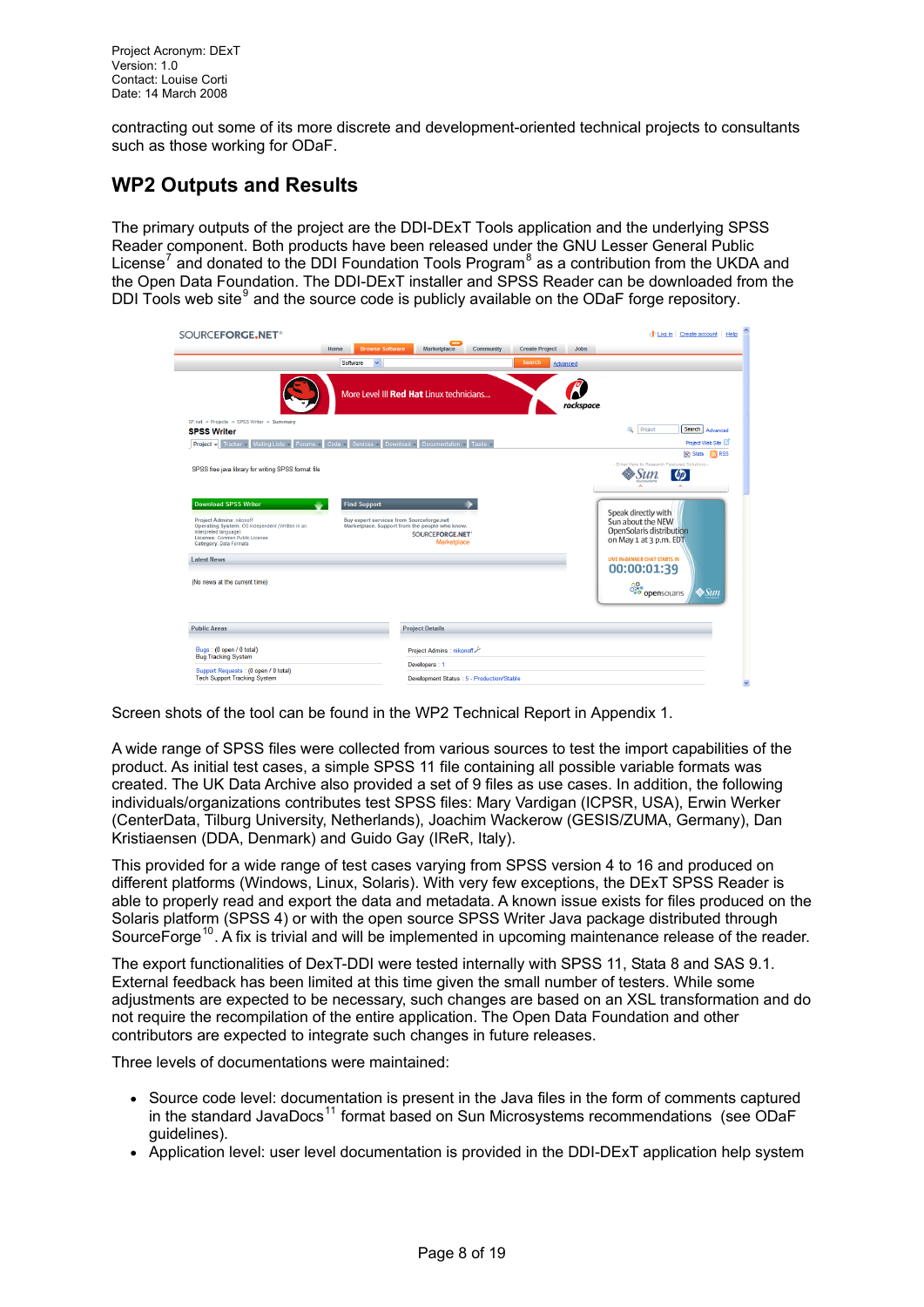contracting out some of its more discrete and development-oriented technical projects to consultants such as those working for ODaF.

## WP2 Outputs and Results

The primary outputs of the project are the DDI-DExT Tools application and the underlying SPSS Reader component. Both products have been released under the GNU Lesser General Public License[7] and donated to the DDI Foundation Tools Program[8] as a contribution from the UKDA and the Open Data Foundation. The DDI-DExT installer and SPSS Reader can be downloaded from the DDI Tools web site[9] and the source code is publicly available on the ODaF forge repository.

Screen shots of the tool can be found in the WP2 Technical Report in Appendix 1.

A wide range of SPSS files were collected from various sources to test the import capabilities of the product. As initial test cases, a simple SPSS 11 file containing all possible variable formats was created. The UK Data Archive also provided a set of 9 files as use cases. In addition, the following individuals/organizations contributes test SPSS files: Mary Vardigan (ICPSR, USA), Erwin Werker (CenterData, Tilburg University, Netherlands), Joachim Wackerow (GESIS/ZUMA, Germany), Dan Kristiaensen (DDA, Denmark) and Guido Gay (IReR, Italy).

This provided for a wide range of test cases varying from SPSS version 4 to 16 and produced on different platforms (Windows, Linux, Solaris). With very few exceptions, the DExT SPSS Reader is able to properly read and export the data and metadata. A known issue exists for files produced on the Solaris platform (SPSS 4) or with the open source SPSS Writer Java package distributed through SourceForge[10]. A fix is trivial and will be implemented in upcoming maintenance release of the reader.

The export functionalities of DexT-DDI were tested internally with SPSS 11, Stata 8 and SAS 9.1. External feedback has been limited at this time given the small number of testers. While some adjustments are expected to be necessary, such changes are based on an XSL transformation and do not require the recompilation of the entire application. The Open Data Foundation and other contributors are expected to integrate such changes in future releases.

Three levels of documentations were maintained:

- Source code level: documentation is present in the Java files in the form of comments captured in the standard JavaDocs[11] format based on Sun Microsystems recommendations (see ODaF guidelines).
- Application level: user level documentation is provided in the DDI-DExT application help system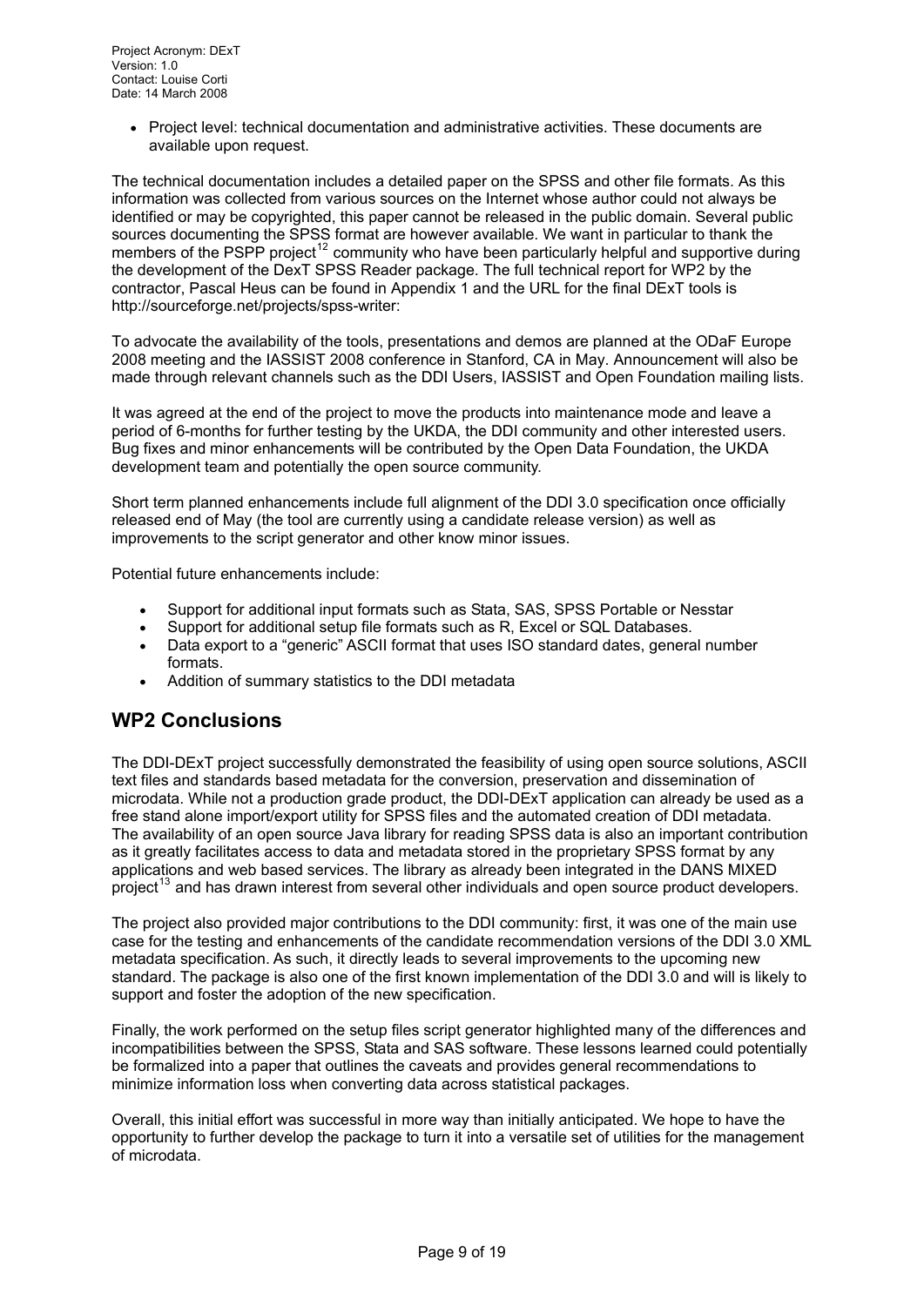- Project level: technical documentation and administrative activities. These documents are available upon request.

The technical documentation includes a detailed paper on the SPSS and other file formats. As this information was collected from various sources on the Internet whose author could not always be identified or may be copyrighted, this paper cannot be released in the public domain. Several public sources documenting the SPSS format are however available. We want in particular to thank the members of the PSPP project[12] community who have been particularly helpful and supportive during the development of the DexT SPSS Reader package. The full technical report for WP2 by the contractor, Pascal Heus can be found in Appendix 1 and the URL for the final DExT tools is http://sourceforge.net/projects/spss-writer:

To advocate the availability of the tools, presentations and demos are planned at the ODaF Europe 2008 meeting and the IASSIST 2008 conference in Stanford, CA in May. Announcement will also be made through relevant channels such as the DDI Users, IASSIST and Open Foundation mailing lists.

It was agreed at the end of the project to move the products into maintenance mode and leave a period of 6-months for further testing by the UKDA, the DDI community and other interested users. Bug fixes and minor enhancements will be contributed by the Open Data Foundation, the UKDA development team and potentially the open source community.

Short term planned enhancements include full alignment of the DDI 3.0 specification once officially released end of May (the tool are currently using a candidate release version) as well as improvements to the script generator and other know minor issues.

Potential future enhancements include:

- Support for additional input formats such as Stata, SAS, SPSS Portable or Nesstar
- Support for additional setup file formats such as R, Excel or SQL Databases.
- Data export to a "generic" ASCII format that uses ISO standard dates, general number formats.
- Addition of summary statistics to the DDI metadata

## WP2 Conclusions

The DDI-DExT project successfully demonstrated the feasibility of using open source solutions, ASCII text files and standards based metadata for the conversion, preservation and dissemination of microdata. While not a production grade product, the DDI-DExT application can already be used as a free stand alone import/export utility for SPSS files and the automated creation of DDI metadata. The availability of an open source Java library for reading SPSS data is also an important contribution as it greatly facilitates access to data and metadata stored in the proprietary SPSS format by any applications and web based services. The library as already been integrated in the DANS MIXED project[13] and has drawn interest from several other individuals and open source product developers.

The project also provided major contributions to the DDI community: first, it was one of the main use case for the testing and enhancements of the candidate recommendation versions of the DDI 3.0 XML metadata specification. As such, it directly leads to several improvements to the upcoming new standard. The package is also one of the first known implementation of the DDI 3.0 and will is likely to support and foster the adoption of the new specification.

Finally, the work performed on the setup files script generator highlighted many of the differences and incompatibilities between the SPSS, Stata and SAS software. These lessons learned could potentially be formalized into a paper that outlines the caveats and provides general recommendations to minimize information loss when converting data across statistical packages.

Overall, this initial effort was successful in more way than initially anticipated. We hope to have the opportunity to further develop the package to turn it into a versatile set of utilities for the management of microdata.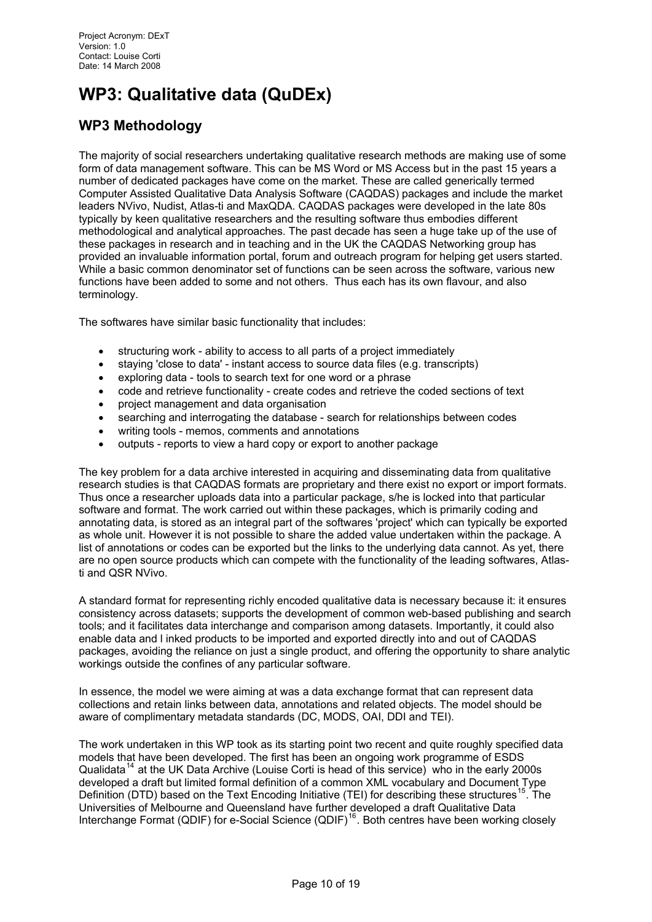# WP3: Qualitative data (QuDEx)

## WP3 Methodology

The majority of social researchers undertaking qualitative research methods are making use of some form of data management software. This can be MS Word or MS Access but in the past 15 years a number of dedicated packages have come on the market. These are called generically termed Computer Assisted Qualitative Data Analysis Software (CAQDAS) packages and include the market leaders NVivo, Nudist, Atlas-ti and MaxQDA. CAQDAS packages were developed in the late 80s typically by keen qualitative researchers and the resulting software thus embodies different methodological and analytical approaches. The past decade has seen a huge take up of the use of these packages in research and in teaching and in the UK the CAQDAS Networking group has provided an invaluable information portal, forum and outreach program for helping get users started. While a basic common denominator set of functions can be seen across the software, various new functions have been added to some and not others. Thus each has its own flavour, and also terminology.

The softwares have similar basic functionality that includes:

- structuring work - ability to access to all parts of a project immediately
- staying 'close to data' - instant access to source data files (e.g. transcripts)
- exploring data - tools to search text for one word or a phrase
- code and retrieve functionality - create codes and retrieve the coded sections of text
- project management and data organisation
- searching and interrogating the database - search for relationships between codes
- writing tools - memos, comments and annotations
- outputs - reports to view a hard copy or export to another package

The key problem for a data archive interested in acquiring and disseminating data from qualitative research studies is that CAQDAS formats are proprietary and there exist no export or import formats. Thus once a researcher uploads data into a particular package, s/he is locked into that particular software and format. The work carried out within these packages, which is primarily coding and annotating data, is stored as an integral part of the softwares 'project' which can typically be exported as whole unit. However it is not possible to share the added value undertaken within the package. A list of annotations or codes can be exported but the links to the underlying data cannot. As yet, there are no open source products which can compete with the functionality of the leading softwares, Atlas-ti and QSR NVivo.

A standard format for representing richly encoded qualitative data is necessary because it: it ensures consistency across datasets; supports the development of common web-based publishing and search tools; and it facilitates data interchange and comparison among datasets. Importantly, it could also enable data and l inked products to be imported and exported directly into and out of CAQDAS packages, avoiding the reliance on just a single product, and offering the opportunity to share analytic workings outside the confines of any particular software.

In essence, the model we were aiming at was a data exchange format that can represent data collections and retain links between data, annotations and related objects. The model should be aware of complimentary metadata standards (DC, MODS, OAI, DDI and TEI).

The work undertaken in this WP took as its starting point two recent and quite roughly specified data models that have been developed. The first has been an ongoing work programme of ESDS Qualidata[14] at the UK Data Archive (Louise Corti is head of this service) who in the early 2000s developed a draft but limited formal definition of a common XML vocabulary and Document Type Definition (DTD) based on the Text Encoding Initiative (TEI) for describing these structures[15]. The Universities of Melbourne and Queensland have further developed a draft Qualitative Data Interchange Format (QDIF) for e-Social Science (QDIF)[16]. Both centres have been working closely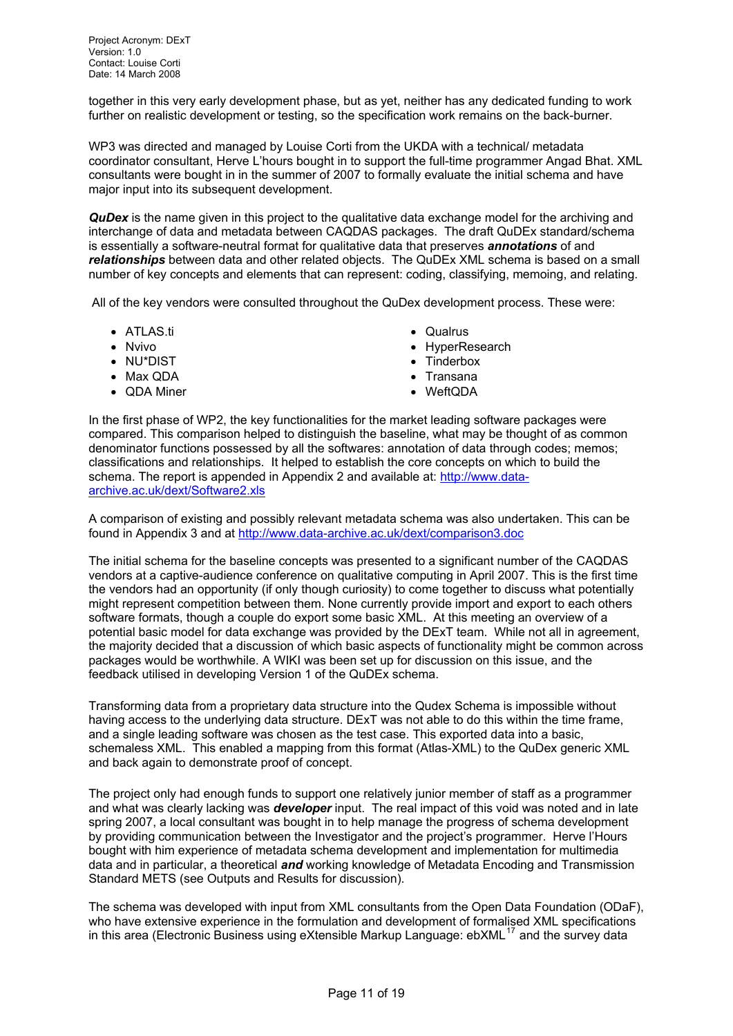together in this very early development phase, but as yet, neither has any dedicated funding to work further on realistic development or testing, so the specification work remains on the back-burner.

WP3 was directed and managed by Louise Corti from the UKDA with a technical/ metadata coordinator consultant, Herve L'hours bought in to support the full-time programmer Angad Bhat. XML consultants were bought in in the summer of 2007 to formally evaluate the initial schema and have major input into its subsequent development.

***QuDex*** is the name given in this project to the qualitative data exchange model for the archiving and interchange of data and metadata between CAQDAS packages. The draft QuDEx standard/schema is essentially a software-neutral format for qualitative data that preserves ***annotations*** of and ***relationships*** between data and other related objects. The QuDEx XML schema is based on a small number of key concepts and elements that can represent: coding, classifying, memoing, and relating.

All of the key vendors were consulted throughout the QuDex development process. These were:

- ATLAS.ti
- Nvivo
- NU*DIST
- Max QDA
- QDA Miner
- Qualrus
- HyperResearch
- Tinderbox
- Transana
- WeftQDA

In the first phase of WP2, the key functionalities for the market leading software packages were compared. This comparison helped to distinguish the baseline, what may be thought of as common denominator functions possessed by all the softwares: annotation of data through codes; memos; classifications and relationships. It helped to establish the core concepts on which to build the schema. The report is appended in Appendix 2 and available at: http://www.data-archive.ac.uk/dext/Software2.xls

A comparison of existing and possibly relevant metadata schema was also undertaken. This can be found in Appendix 3 and at http://www.data-archive.ac.uk/dext/comparison3.doc

The initial schema for the baseline concepts was presented to a significant number of the CAQDAS vendors at a captive-audience conference on qualitative computing in April 2007. This is the first time the vendors had an opportunity (if only though curiosity) to come together to discuss what potentially might represent competition between them. None currently provide import and export to each others software formats, though a couple do export some basic XML. At this meeting an overview of a potential basic model for data exchange was provided by the DExT team. While not all in agreement, the majority decided that a discussion of which basic aspects of functionality might be common across packages would be worthwhile. A WIKI was been set up for discussion on this issue, and the feedback utilised in developing Version 1 of the QuDEx schema.

Transforming data from a proprietary data structure into the Qudex Schema is impossible without having access to the underlying data structure. DExT was not able to do this within the time frame, and a single leading software was chosen as the test case. This exported data into a basic, schemaless XML. This enabled a mapping from this format (Atlas-XML) to the QuDex generic XML and back again to demonstrate proof of concept.

The project only had enough funds to support one relatively junior member of staff as a programmer and what was clearly lacking was ***developer*** input. The real impact of this void was noted and in late spring 2007, a local consultant was bought in to help manage the progress of schema development by providing communication between the Investigator and the project's programmer. Herve l'Hours bought with him experience of metadata schema development and implementation for multimedia data and in particular, a theoretical ***and*** working knowledge of Metadata Encoding and Transmission Standard METS (see Outputs and Results for discussion).

The schema was developed with input from XML consultants from the Open Data Foundation (ODaF), who have extensive experience in the formulation and development of formalised XML specifications in this area (Electronic Business using eXtensible Markup Language: ebXML[17] and the survey data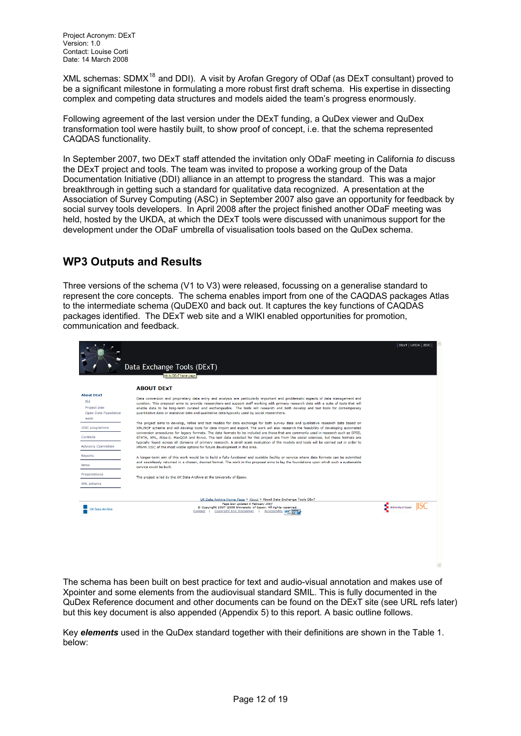XML schemas: SDMX[18] and DDI). A visit by Arofan Gregory of ODaf (as DExT consultant) proved to be a significant milestone in formulating a more robust first draft schema. His expertise in dissecting complex and competing data structures and models aided the team's progress enormously.

Following agreement of the last version under the DExT funding, a QuDex viewer and QuDex transformation tool were hastily built, to show proof of concept, i.e. that the schema represented CAQDAS functionality.

In September 2007, two DExT staff attended the invitation only ODaF meeting in California *to* discuss the DExT project and tools. The team was invited to propose a working group of the Data Documentation Initiative (DDI) alliance in an attempt to progress the standard. This was a major breakthrough in getting such a standard for qualitative data recognized. A presentation at the Association of Survey Computing (ASC) in September 2007 also gave an opportunity for feedback by social survey tools developers. In April 2008 after the project finished another ODaF meeting was held, hosted by the UKDA, at which the DExT tools were discussed with unanimous support for the development under the ODaF umbrella of visualisation tools based on the QuDex schema.

## WP3 Outputs and Results

Three versions of the schema (V1 to V3) were released, focussing on a generalise standard to represent the core concepts. The schema enables import from one of the CAQDAS packages Atlas to the intermediate schema (QuDEX0 and back out. It captures the key functions of CAQDAS packages identified. The DExT web site and a WIKI enabled opportunities for promotion, communication and feedback.

The schema has been built on best practice for text and audio-visual annotation and makes use of Xpointer and some elements from the audiovisual standard SMIL. This is fully documented in the QuDex Reference document and other documents can be found on the DExT site (see URL refs later) but this key document is also appended (Appendix 5) to this report. A basic outline follows.

Key ***elements*** used in the QuDex standard together with their definitions are shown in the Table 1. below: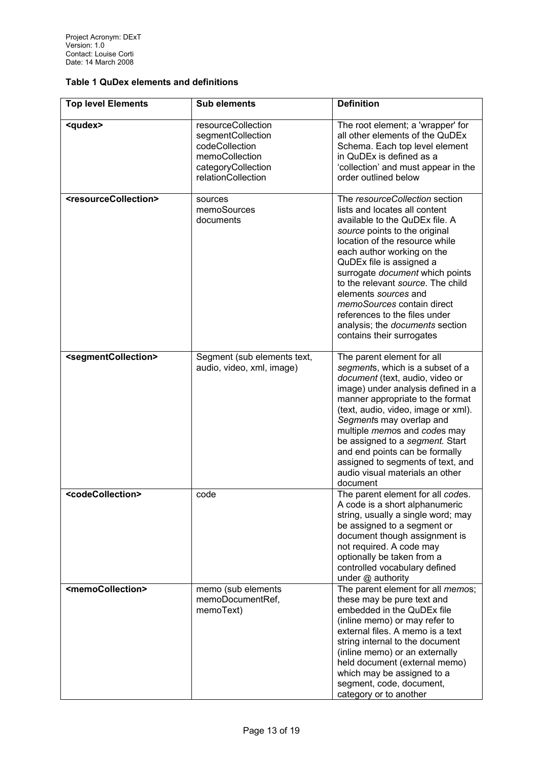**Table 1 QuDex elements and definitions**

| Top level Elements | Sub elements | Definition |
|---|---|---|
| **<qudex>** | resourceCollection<br>segmentCollection<br>codeCollection<br>memoCollection<br>categoryCollection<br>relationCollection | The root element; a 'wrapper' for all other elements of the QuDEx Schema. Each top level element in QuDEx is defined as a 'collection' and must appear in the order outlined below |
| **<resourceCollection>** | sources<br>memoSources<br>documents | The *resourceCollection* section lists and locates all content available to the QuDEx file. A *source* points to the original location of the resource while each author working on the QuDEx file is assigned a surrogate *document* which points to the relevant *source*. The child elements *sources* and *memoSources* contain direct references to the files under analysis; the *documents* section contains their surrogates |
| **<segmentCollection>** | Segment (sub elements text, audio, video, xml, image) | The parent element for all *segment*s, which is a subset of a *document* (text, audio, video or image) under analysis defined in a manner appropriate to the format (text, audio, video, image or xml). *Segment*s may overlap and multiple *memo*s and *code*s may be assigned to a *segment.* Start and end points can be formally assigned to segments of text, and audio visual materials an other document |
| **<codeCollection>** | code | The parent element for all *code*s. A code is a short alphanumeric string, usually a single word; may be assigned to a segment or document though assignment is not required. A code may optionally be taken from a controlled vocabulary defined under @ authority |
| **<memoCollection>** | memo (sub elements memoDocumentRef, memoText) | The parent element for all *memo*s; these may be pure text and embedded in the QuDEx file (inline memo) or may refer to external files. A memo is a text string internal to the document (inline memo) or an externally held document (external memo) which may be assigned to a segment, code, document, category or to another |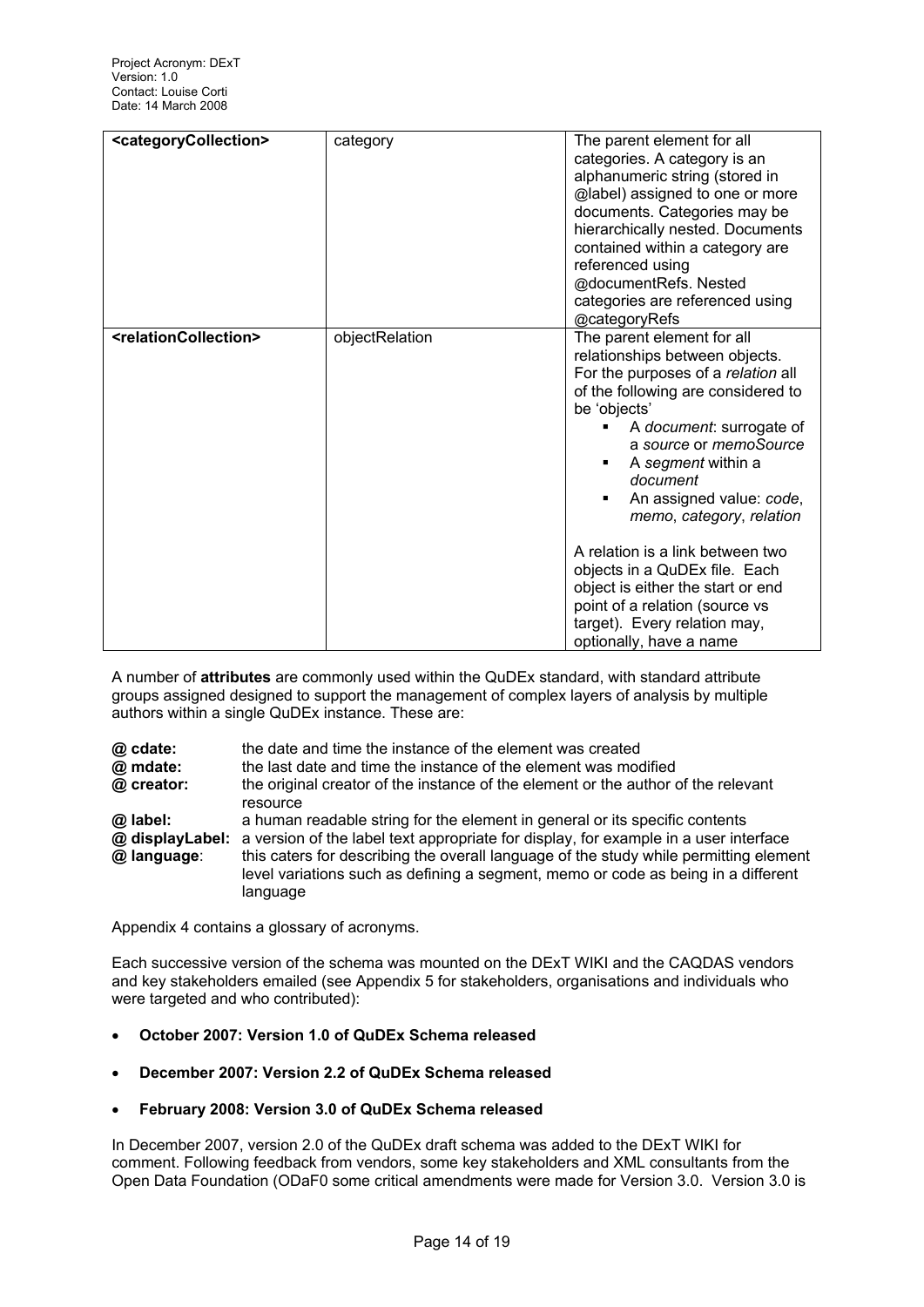| <categoryCollection> | category | The parent element for all categories. A category is an alphanumeric string (stored in @label) assigned to one or more documents. Categories may be hierarchically nested. Documents contained within a category are referenced using @documentRefs. Nested categories are referenced using @categoryRefs |
|---|---|---|
| <relationCollection> | objectRelation | The parent element for all relationships between objects. For the purposes of a *relation* all of the following are considered to be 'objects'<br>▪ A *document*: surrogate of a *source* or *memoSource*<br>▪ A *segment* within a *document*<br>▪ An assigned value: *code*, *memo*, *category*, *relation*<br><br>A relation is a link between two objects in a QuDEx file. Each object is either the start or end point of a relation (source vs target). Every relation may, optionally, have a name |

A number of **attributes** are commonly used within the QuDEx standard, with standard attribute groups assigned designed to support the management of complex layers of analysis by multiple authors within a single QuDEx instance. These are:

**@ cdate:** the date and time the instance of the element was created
**@ mdate:** the last date and time the instance of the element was modified
**@ creator:** the original creator of the instance of the element or the author of the relevant resource
**@ label:** a human readable string for the element in general or its specific contents
**@ displayLabel:** a version of the label text appropriate for display, for example in a user interface
**@ language**: this caters for describing the overall language of the study while permitting element level variations such as defining a segment, memo or code as being in a different language

Appendix 4 contains a glossary of acronyms.

Each successive version of the schema was mounted on the DExT WIKI and the CAQDAS vendors and key stakeholders emailed (see Appendix 5 for stakeholders, organisations and individuals who were targeted and who contributed):

- **October 2007: Version 1.0 of QuDEx Schema released**
- **December 2007: Version 2.2 of QuDEx Schema released**
- **February 2008: Version 3.0 of QuDEx Schema released**

In December 2007, version 2.0 of the QuDEx draft schema was added to the DExT WIKI for comment. Following feedback from vendors, some key stakeholders and XML consultants from the Open Data Foundation (ODaF0 some critical amendments were made for Version 3.0. Version 3.0 is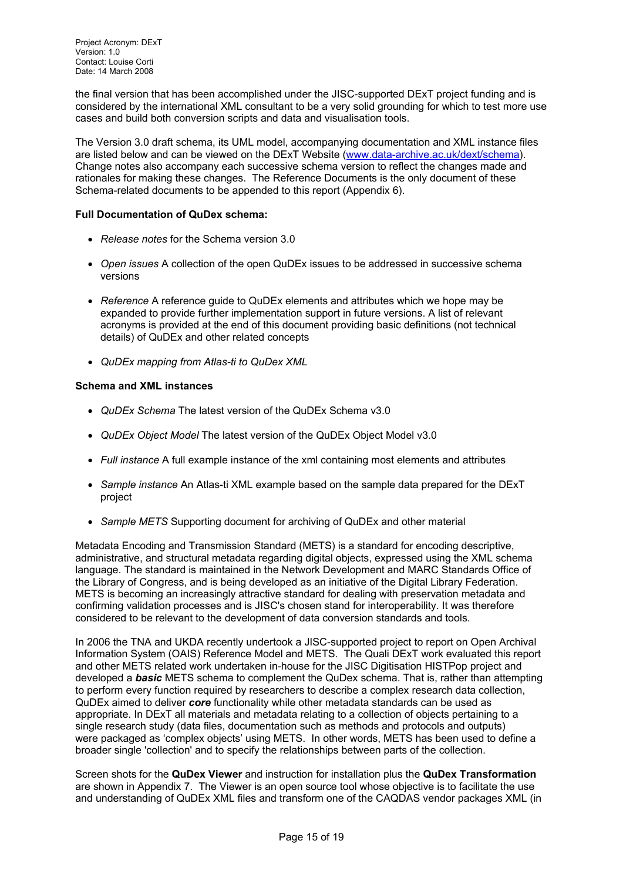the final version that has been accomplished under the JISC-supported DExT project funding and is considered by the international XML consultant to be a very solid grounding for which to test more use cases and build both conversion scripts and data and visualisation tools.

The Version 3.0 draft schema, its UML model, accompanying documentation and XML instance files are listed below and can be viewed on the DExT Website (www.data-archive.ac.uk/dext/schema). Change notes also accompany each successive schema version to reflect the changes made and rationales for making these changes. The Reference Documents is the only document of these Schema-related documents to be appended to this report (Appendix 6).

**Full Documentation of QuDex schema:**

- *Release notes* for the Schema version 3.0
- *Open issues* A collection of the open QuDEx issues to be addressed in successive schema versions
- *Reference* A reference guide to QuDEx elements and attributes which we hope may be expanded to provide further implementation support in future versions. A list of relevant acronyms is provided at the end of this document providing basic definitions (not technical details) of QuDEx and other related concepts
- *QuDEx mapping from Atlas-ti to QuDex XML*

**Schema and XML instances**

- *QuDEx Schema* The latest version of the QuDEx Schema v3.0
- *QuDEx Object Model* The latest version of the QuDEx Object Model v3.0
- *Full instance* A full example instance of the xml containing most elements and attributes
- *Sample instance* An Atlas-ti XML example based on the sample data prepared for the DExT project
- *Sample METS* Supporting document for archiving of QuDEx and other material

Metadata Encoding and Transmission Standard (METS) is a standard for encoding descriptive, administrative, and structural metadata regarding digital objects, expressed using the XML schema language. The standard is maintained in the Network Development and MARC Standards Office of the Library of Congress, and is being developed as an initiative of the Digital Library Federation. METS is becoming an increasingly attractive standard for dealing with preservation metadata and confirming validation processes and is JISC's chosen stand for interoperability. It was therefore considered to be relevant to the development of data conversion standards and tools.

In 2006 the TNA and UKDA recently undertook a JISC-supported project to report on Open Archival Information System (OAIS) Reference Model and METS. The Quali DExT work evaluated this report and other METS related work undertaken in-house for the JISC Digitisation HISTPop project and developed a ***basic*** METS schema to complement the QuDex schema. That is, rather than attempting to perform every function required by researchers to describe a complex research data collection, QuDEx aimed to deliver ***core*** functionality while other metadata standards can be used as appropriate. In DExT all materials and metadata relating to a collection of objects pertaining to a single research study (data files, documentation such as methods and protocols and outputs) were packaged as 'complex objects' using METS. In other words, METS has been used to define a broader single 'collection' and to specify the relationships between parts of the collection.

Screen shots for the **QuDex Viewer** and instruction for installation plus the **QuDex Transformation** are shown in Appendix 7. The Viewer is an open source tool whose objective is to facilitate the use and understanding of QuDEx XML files and transform one of the CAQDAS vendor packages XML (in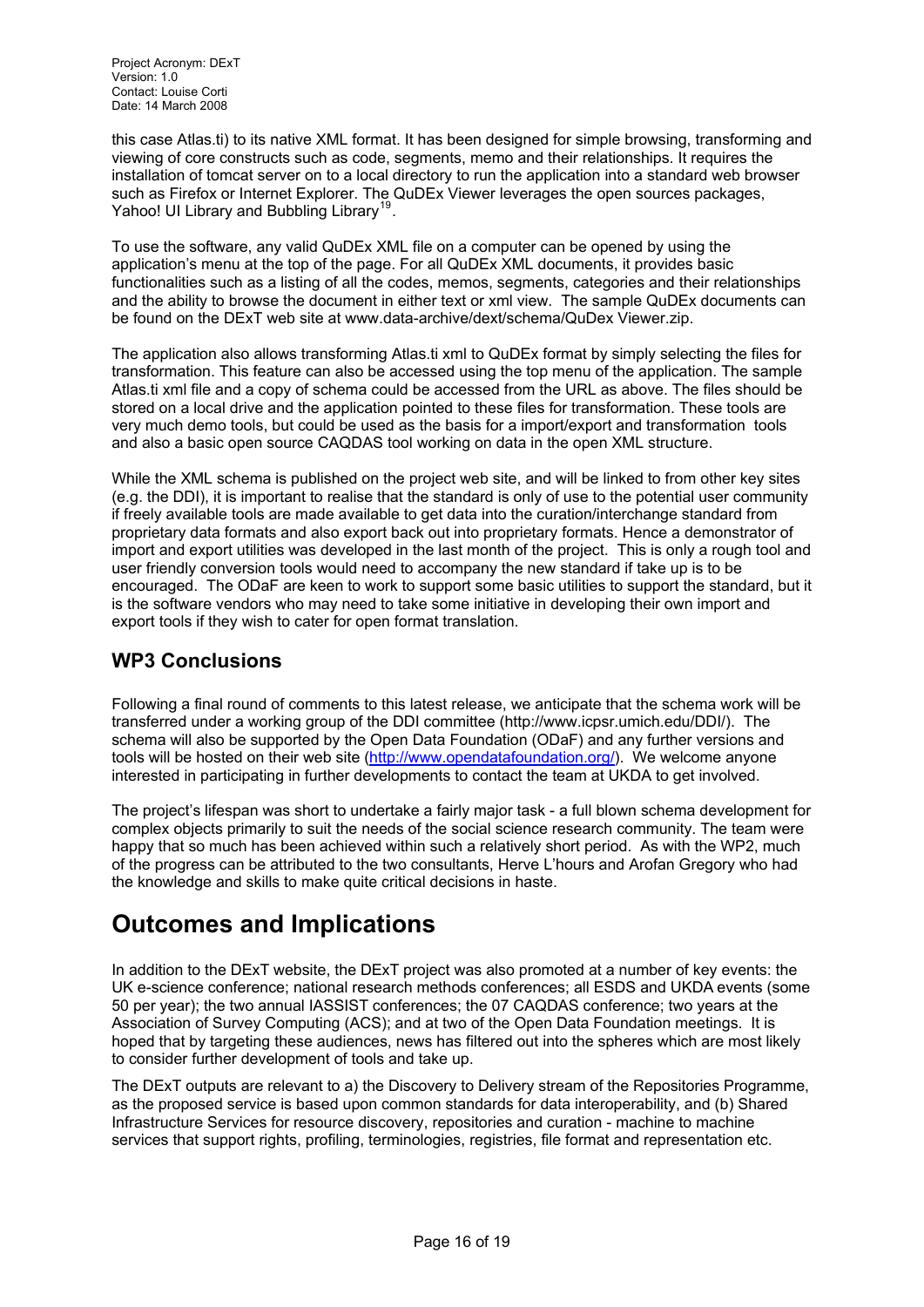this case Atlas.ti) to its native XML format. It has been designed for simple browsing, transforming and viewing of core constructs such as code, segments, memo and their relationships. It requires the installation of tomcat server on to a local directory to run the application into a standard web browser such as Firefox or Internet Explorer. The QuDEx Viewer leverages the open sources packages, Yahoo! UI Library and Bubbling Library[19].

To use the software, any valid QuDEx XML file on a computer can be opened by using the application's menu at the top of the page. For all QuDEx XML documents, it provides basic functionalities such as a listing of all the codes, memos, segments, categories and their relationships and the ability to browse the document in either text or xml view. The sample QuDEx documents can be found on the DExT web site at www.data-archive/dext/schema/QuDex Viewer.zip.

The application also allows transforming Atlas.ti xml to QuDEx format by simply selecting the files for transformation. This feature can also be accessed using the top menu of the application. The sample Atlas.ti xml file and a copy of schema could be accessed from the URL as above. The files should be stored on a local drive and the application pointed to these files for transformation. These tools are very much demo tools, but could be used as the basis for a import/export and transformation tools and also a basic open source CAQDAS tool working on data in the open XML structure.

While the XML schema is published on the project web site, and will be linked to from other key sites (e.g. the DDI), it is important to realise that the standard is only of use to the potential user community if freely available tools are made available to get data into the curation/interchange standard from proprietary data formats and also export back out into proprietary formats. Hence a demonstrator of import and export utilities was developed in the last month of the project. This is only a rough tool and user friendly conversion tools would need to accompany the new standard if take up is to be encouraged. The ODaF are keen to work to support some basic utilities to support the standard, but it is the software vendors who may need to take some initiative in developing their own import and export tools if they wish to cater for open format translation.

## WP3 Conclusions

Following a final round of comments to this latest release, we anticipate that the schema work will be transferred under a working group of the DDI committee (http://www.icpsr.umich.edu/DDI/). The schema will also be supported by the Open Data Foundation (ODaF) and any further versions and tools will be hosted on their web site (http://www.opendatafoundation.org/). We welcome anyone interested in participating in further developments to contact the team at UKDA to get involved.

The project's lifespan was short to undertake a fairly major task - a full blown schema development for complex objects primarily to suit the needs of the social science research community. The team were happy that so much has been achieved within such a relatively short period. As with the WP2, much of the progress can be attributed to the two consultants, Herve L'hours and Arofan Gregory who had the knowledge and skills to make quite critical decisions in haste.

# Outcomes and Implications

In addition to the DExT website, the DExT project was also promoted at a number of key events: the UK e-science conference; national research methods conferences; all ESDS and UKDA events (some 50 per year); the two annual IASSIST conferences; the 07 CAQDAS conference; two years at the Association of Survey Computing (ACS); and at two of the Open Data Foundation meetings. It is hoped that by targeting these audiences, news has filtered out into the spheres which are most likely to consider further development of tools and take up.

The DExT outputs are relevant to a) the Discovery to Delivery stream of the Repositories Programme, as the proposed service is based upon common standards for data interoperability, and (b) Shared Infrastructure Services for resource discovery, repositories and curation - machine to machine services that support rights, profiling, terminologies, registries, file format and representation etc.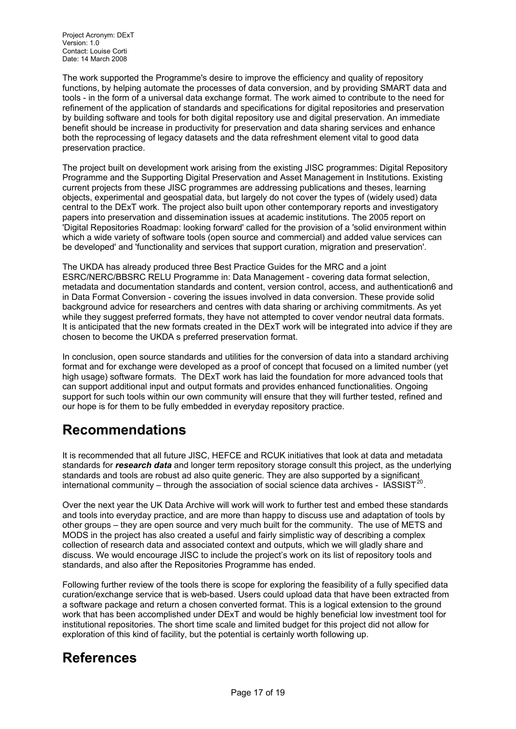The work supported the Programme's desire to improve the efficiency and quality of repository functions, by helping automate the processes of data conversion, and by providing SMART data and tools - in the form of a universal data exchange format. The work aimed to contribute to the need for refinement of the application of standards and specifications for digital repositories and preservation by building software and tools for both digital repository use and digital preservation. An immediate benefit should be increase in productivity for preservation and data sharing services and enhance both the reprocessing of legacy datasets and the data refreshment element vital to good data preservation practice.

The project built on development work arising from the existing JISC programmes: Digital Repository Programme and the Supporting Digital Preservation and Asset Management in Institutions. Existing current projects from these JISC programmes are addressing publications and theses, learning objects, experimental and geospatial data, but largely do not cover the types of (widely used) data central to the DExT work. The project also built upon other contemporary reports and investigatory papers into preservation and dissemination issues at academic institutions. The 2005 report on 'Digital Repositories Roadmap: looking forward' called for the provision of a 'solid environment within which a wide variety of software tools (open source and commercial) and added value services can be developed' and 'functionality and services that support curation, migration and preservation'.

The UKDA has already produced three Best Practice Guides for the MRC and a joint ESRC/NERC/BBSRC RELU Programme in: Data Management - covering data format selection, metadata and documentation standards and content, version control, access, and authentication6 and in Data Format Conversion - covering the issues involved in data conversion. These provide solid background advice for researchers and centres with data sharing or archiving commitments. As yet while they suggest preferred formats, they have not attempted to cover vendor neutral data formats. It is anticipated that the new formats created in the DExT work will be integrated into advice if they are chosen to become the UKDA s preferred preservation format.

In conclusion, open source standards and utilities for the conversion of data into a standard archiving format and for exchange were developed as a proof of concept that focused on a limited number (yet high usage) software formats. The DExT work has laid the foundation for more advanced tools that can support additional input and output formats and provides enhanced functionalities. Ongoing support for such tools within our own community will ensure that they will further tested, refined and our hope is for them to be fully embedded in everyday repository practice.

# Recommendations

It is recommended that all future JISC, HEFCE and RCUK initiatives that look at data and metadata standards for ***research data*** and longer term repository storage consult this project, as the underlying standards and tools are robust ad also quite generic. They are also supported by a significant international community – through the association of social science data archives - IASSIST[20].

Over the next year the UK Data Archive will work will work to further test and embed these standards and tools into everyday practice, and are more than happy to discuss use and adaptation of tools by other groups – they are open source and very much built for the community. The use of METS and MODS in the project has also created a useful and fairly simplistic way of describing a complex collection of research data and associated context and outputs, which we will gladly share and discuss. We would encourage JISC to include the project's work on its list of repository tools and standards, and also after the Repositories Programme has ended.

Following further review of the tools there is scope for exploring the feasibility of a fully specified data curation/exchange service that is web-based. Users could upload data that have been extracted from a software package and return a chosen converted format. This is a logical extension to the ground work that has been accomplished under DExT and would be highly beneficial low investment tool for institutional repositories. The short time scale and limited budget for this project did not allow for exploration of this kind of facility, but the potential is certainly worth following up.

# References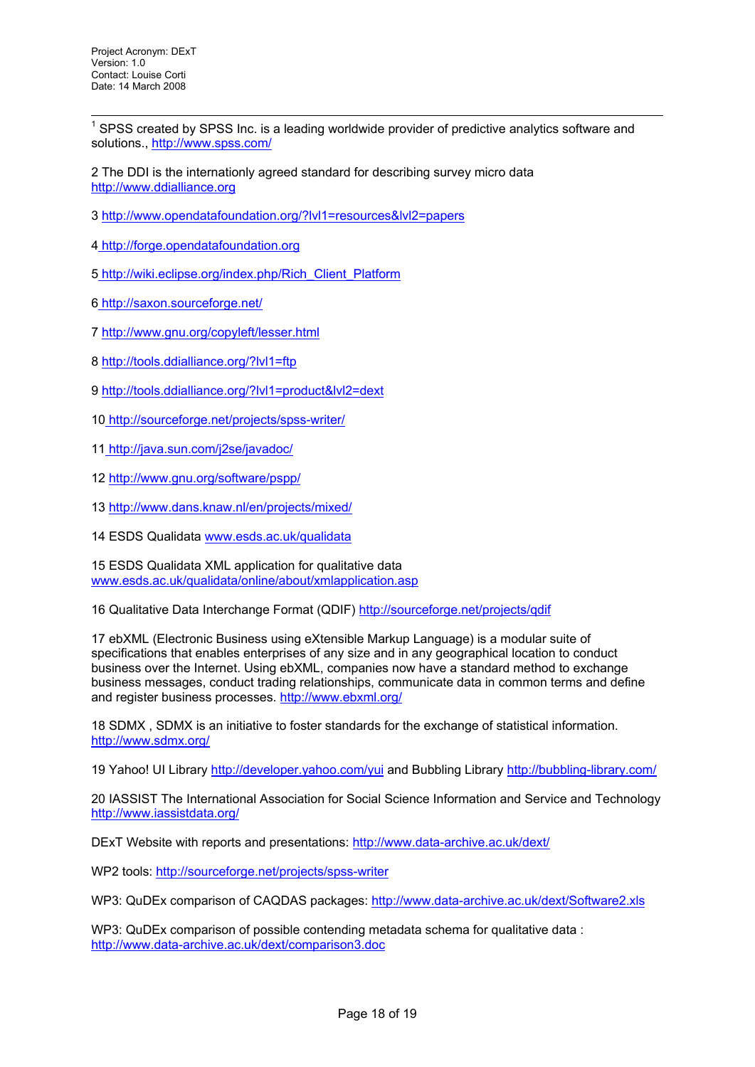[1] SPSS created by SPSS Inc. is a leading worldwide provider of predictive analytics software and solutions., http://www.spss.com/

2 The DDI is the internationly agreed standard for describing survey micro data http://www.ddialliance.org

3 http://www.opendatafoundation.org/?lvl1=resources&lvl2=papers

4 http://forge.opendatafoundation.org

5 http://wiki.eclipse.org/index.php/Rich_Client_Platform

6 http://saxon.sourceforge.net/

7 http://www.gnu.org/copyleft/lesser.html

8 http://tools.ddialliance.org/?lvl1=ftp

9 http://tools.ddialliance.org/?lvl1=product&lvl2=dext

10 http://sourceforge.net/projects/spss-writer/

11 http://java.sun.com/j2se/javadoc/

12 http://www.gnu.org/software/pspp/

13 http://www.dans.knaw.nl/en/projects/mixed/

14 ESDS Qualidata www.esds.ac.uk/qualidata

15 ESDS Qualidata XML application for qualitative data www.esds.ac.uk/qualidata/online/about/xmlapplication.asp

16 Qualitative Data Interchange Format (QDIF) http://sourceforge.net/projects/qdif

17 ebXML (Electronic Business using eXtensible Markup Language) is a modular suite of specifications that enables enterprises of any size and in any geographical location to conduct business over the Internet. Using ebXML, companies now have a standard method to exchange business messages, conduct trading relationships, communicate data in common terms and define and register business processes. http://www.ebxml.org/

18 SDMX , SDMX is an initiative to foster standards for the exchange of statistical information. http://www.sdmx.org/

19 Yahoo! UI Library http://developer.yahoo.com/yui and Bubbling Library http://bubbling-library.com/

20 IASSIST The International Association for Social Science Information and Service and Technology http://www.iassistdata.org/

DExT Website with reports and presentations: http://www.data-archive.ac.uk/dext/

WP2 tools: http://sourceforge.net/projects/spss-writer

WP3: QuDEx comparison of CAQDAS packages: http://www.data-archive.ac.uk/dext/Software2.xls

WP3: QuDEx comparison of possible contending metadata schema for qualitative data : http://www.data-archive.ac.uk/dext/comparison3.doc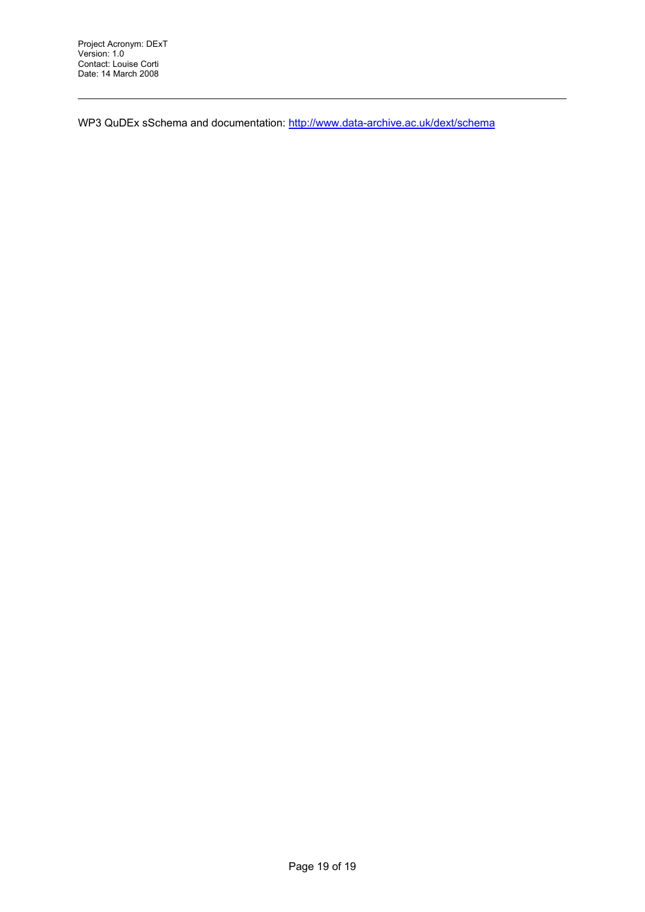WP3 QuDEx sSchema and documentation: [http://www.data-archive.ac.uk/dext/schema](http://www.data-archive.ac.uk/dext/schema)